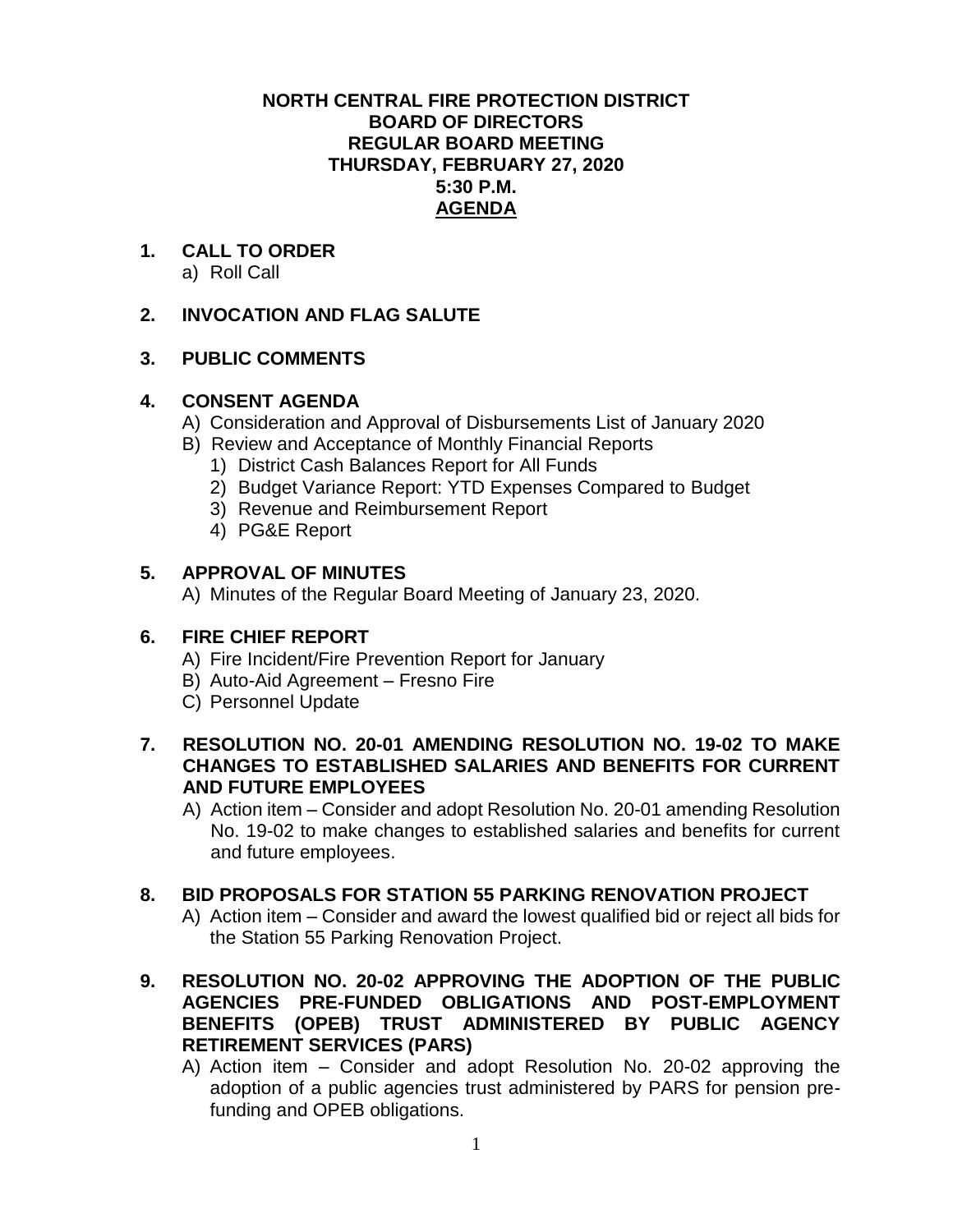# NORTH CENTRAL FIRE PROTECTION DISTRICT
## BOARD OF DIRECTORS
## REGULAR BOARD MEETING
## THURSDAY, FEBRUARY 27, 2020
## 5:30 P.M.
## AGENDA

**1. CALL TO ORDER**

a) Roll Call

**2. INVOCATION AND FLAG SALUTE**

**3. PUBLIC COMMENTS**

**4. CONSENT AGENDA**

A) Consideration and Approval of Disbursements List of January 2020

B) Review and Acceptance of Monthly Financial Reports

1) District Cash Balances Report for All Funds
2) Budget Variance Report: YTD Expenses Compared to Budget
3) Revenue and Reimbursement Report
4) PG&E Report

**5. APPROVAL OF MINUTES**

A) Minutes of the Regular Board Meeting of January 23, 2020.

**6. FIRE CHIEF REPORT**

A) Fire Incident/Fire Prevention Report for January

B) Auto-Aid Agreement – Fresno Fire

C) Personnel Update

**7. RESOLUTION NO. 20-01 AMENDING RESOLUTION NO. 19-02 TO MAKE CHANGES TO ESTABLISHED SALARIES AND BENEFITS FOR CURRENT AND FUTURE EMPLOYEES**

A) Action item – Consider and adopt Resolution No. 20-01 amending Resolution No. 19-02 to make changes to established salaries and benefits for current and future employees.

**8. BID PROPOSALS FOR STATION 55 PARKING RENOVATION PROJECT**

A) Action item – Consider and award the lowest qualified bid or reject all bids for the Station 55 Parking Renovation Project.

**9. RESOLUTION NO. 20-02 APPROVING THE ADOPTION OF THE PUBLIC AGENCIES PRE-FUNDED OBLIGATIONS AND POST-EMPLOYMENT BENEFITS (OPEB) TRUST ADMINISTERED BY PUBLIC AGENCY RETIREMENT SERVICES (PARS)**

A) Action item – Consider and adopt Resolution No. 20-02 approving the adoption of a public agencies trust administered by PARS for pension pre-funding and OPEB obligations.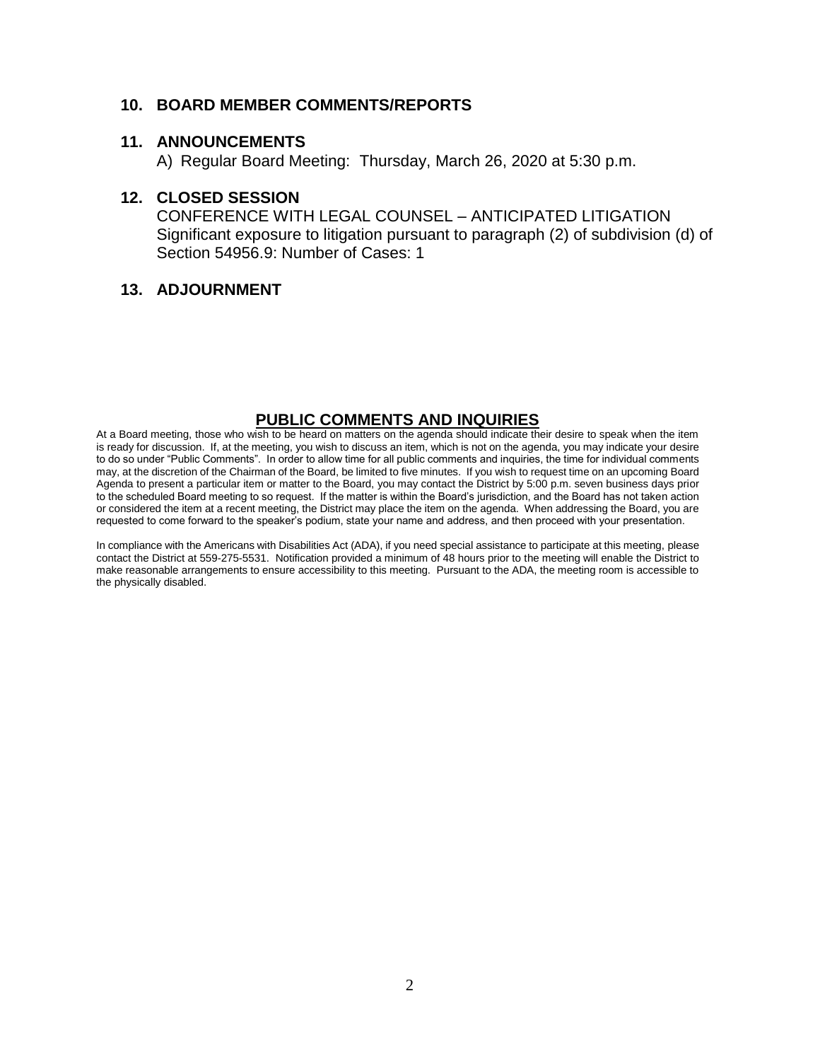## 10. BOARD MEMBER COMMENTS/REPORTS

## 11. ANNOUNCEMENTS

A) Regular Board Meeting: Thursday, March 26, 2020 at 5:30 p.m.

## 12. CLOSED SESSION

CONFERENCE WITH LEGAL COUNSEL – ANTICIPATED LITIGATION
Significant exposure to litigation pursuant to paragraph (2) of subdivision (d) of Section 54956.9: Number of Cases: 1

## 13. ADJOURNMENT

## PUBLIC COMMENTS AND INQUIRIES

At a Board meeting, those who wish to be heard on matters on the agenda should indicate their desire to speak when the item is ready for discussion. If, at the meeting, you wish to discuss an item, which is not on the agenda, you may indicate your desire to do so under "Public Comments". In order to allow time for all public comments and inquiries, the time for individual comments may, at the discretion of the Chairman of the Board, be limited to five minutes. If you wish to request time on an upcoming Board Agenda to present a particular item or matter to the Board, you may contact the District by 5:00 p.m. seven business days prior to the scheduled Board meeting to so request. If the matter is within the Board's jurisdiction, and the Board has not taken action or considered the item at a recent meeting, the District may place the item on the agenda. When addressing the Board, you are requested to come forward to the speaker's podium, state your name and address, and then proceed with your presentation.

In compliance with the Americans with Disabilities Act (ADA), if you need special assistance to participate at this meeting, please contact the District at 559-275-5531. Notification provided a minimum of 48 hours prior to the meeting will enable the District to make reasonable arrangements to ensure accessibility to this meeting. Pursuant to the ADA, the meeting room is accessible to the physically disabled.